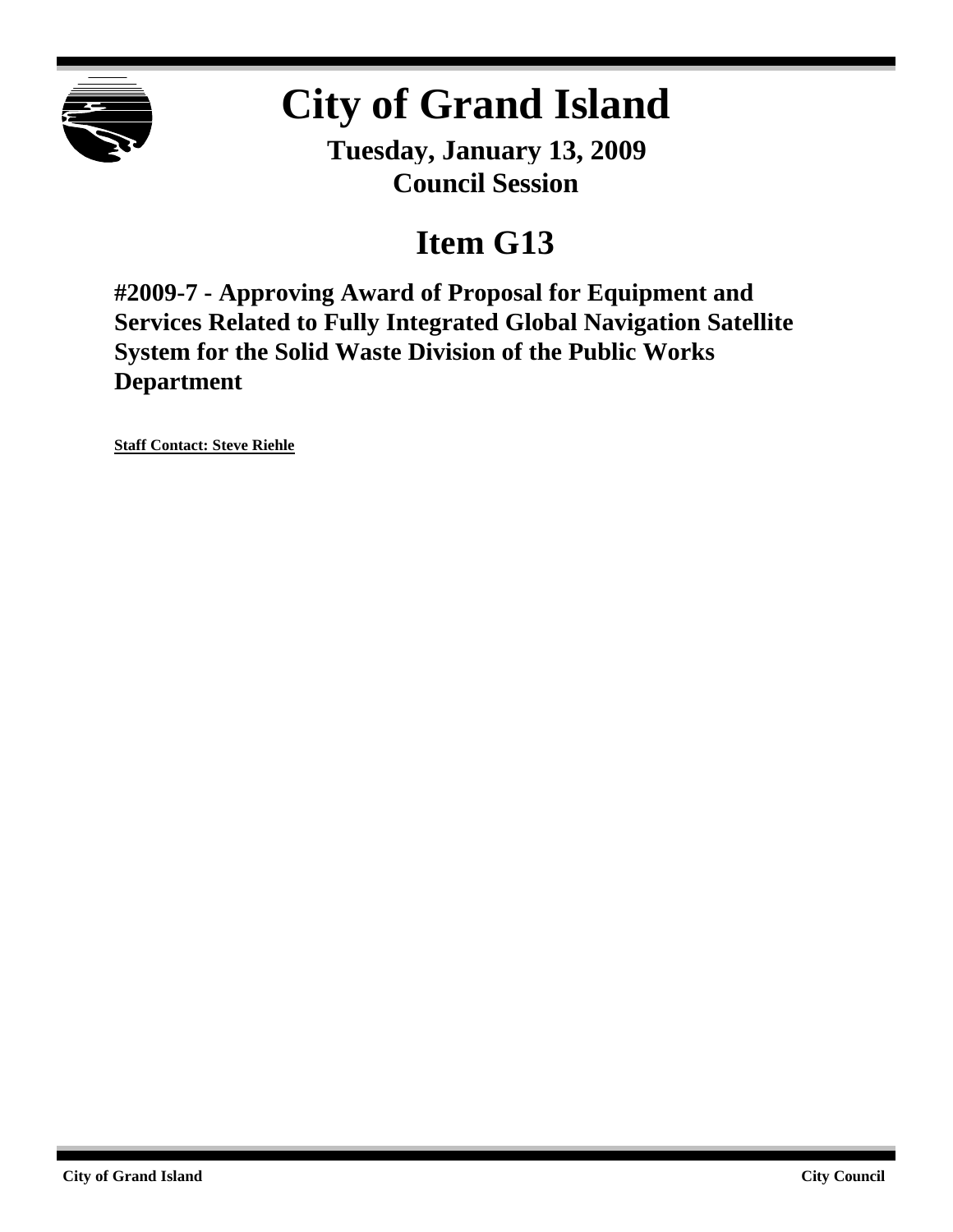# City of Grand Island

**Tuesday, January 13, 2009**
**Council Session**

## Item G13

**#2009-7 - Approving Award of Proposal for Equipment and Services Related to Fully Integrated Global Navigation Satellite System for the Solid Waste Division of the Public Works Department**

**Staff Contact: Steve Riehle**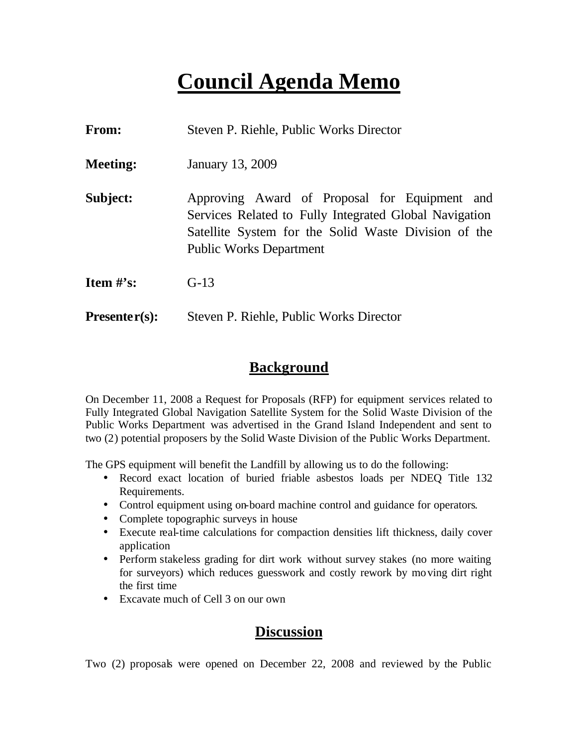# Council Agenda Memo

**From:** Steven P. Riehle, Public Works Director

**Meeting:** January 13, 2009

**Subject:** Approving Award of Proposal for Equipment and Services Related to Fully Integrated Global Navigation Satellite System for the Solid Waste Division of the Public Works Department

**Item #'s:** G-13

**Presenter(s):** Steven P. Riehle, Public Works Director

## Background

On December 11, 2008 a Request for Proposals (RFP) for equipment services related to Fully Integrated Global Navigation Satellite System for the Solid Waste Division of the Public Works Department was advertised in the Grand Island Independent and sent to two (2) potential proposers by the Solid Waste Division of the Public Works Department.

The GPS equipment will benefit the Landfill by allowing us to do the following:

- Record exact location of buried friable asbestos loads per NDEQ Title 132 Requirements.
- Control equipment using on-board machine control and guidance for operators.
- Complete topographic surveys in house
- Execute real-time calculations for compaction densities lift thickness, daily cover application
- Perform stakeless grading for dirt work without survey stakes (no more waiting for surveyors) which reduces guesswork and costly rework by moving dirt right the first time
- Excavate much of Cell 3 on our own

## Discussion

Two (2) proposals were opened on December 22, 2008 and reviewed by the Public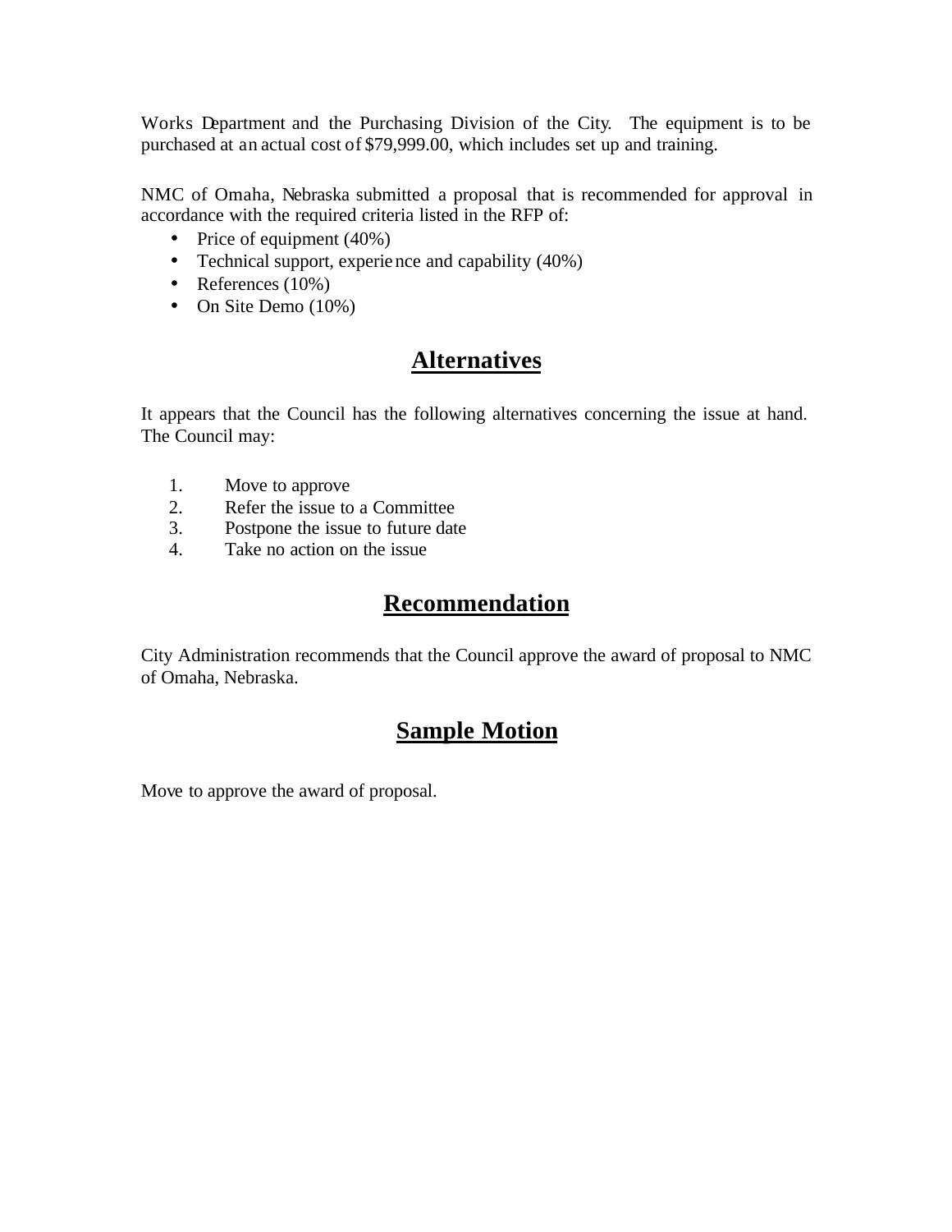Works Department and the Purchasing Division of the City. The equipment is to be purchased at an actual cost of $79,999.00, which includes set up and training.

NMC of Omaha, Nebraska submitted a proposal that is recommended for approval in accordance with the required criteria listed in the RFP of:

- Price of equipment (40%)
- Technical support, experience and capability (40%)
- References (10%)
- On Site Demo (10%)

## Alternatives

It appears that the Council has the following alternatives concerning the issue at hand. The Council may:

1. Move to approve
2. Refer the issue to a Committee
3. Postpone the issue to future date
4. Take no action on the issue

## Recommendation

City Administration recommends that the Council approve the award of proposal to NMC of Omaha, Nebraska.

## Sample Motion

Move to approve the award of proposal.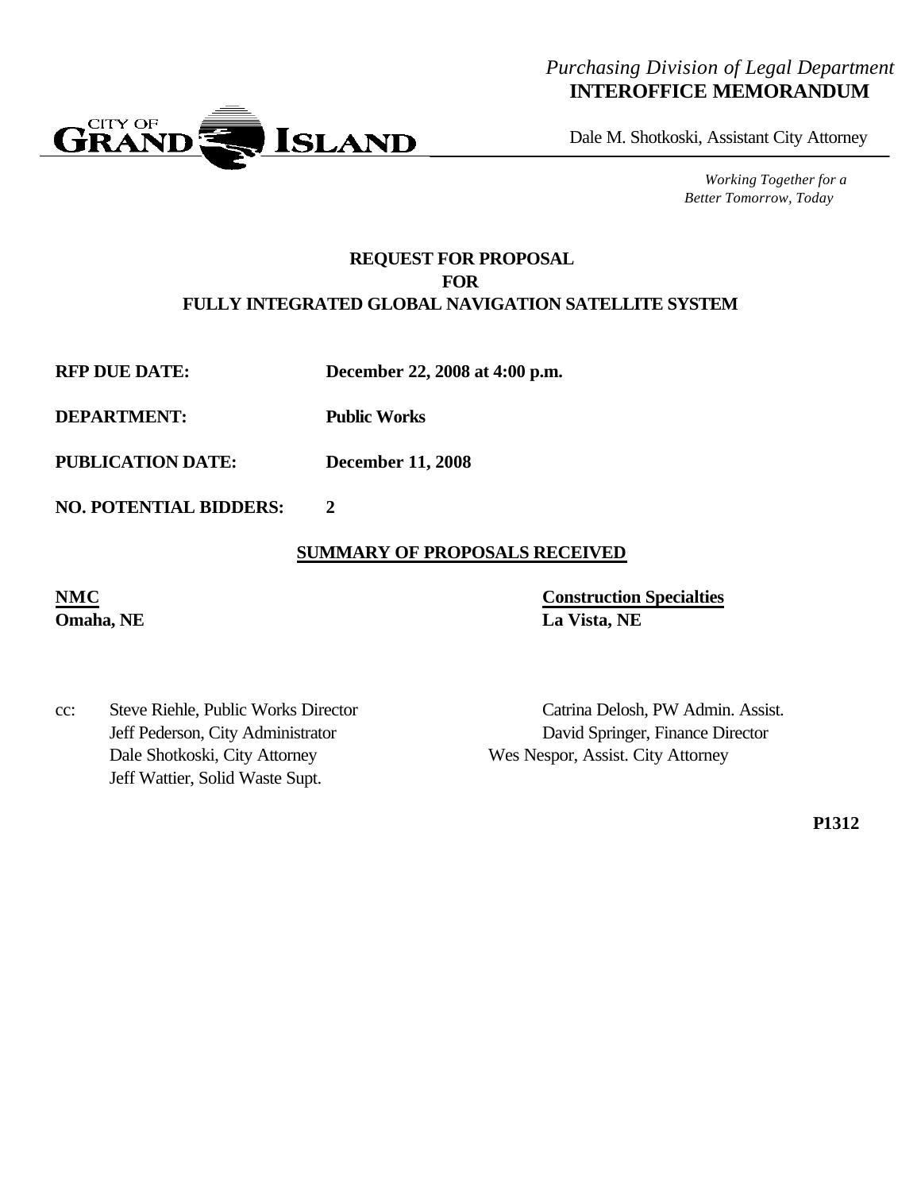*Purchasing Division of Legal Department*
**INTEROFFICE MEMORANDUM**

CITY OF GRAND ISLAND

Dale M. Shotkoski, Assistant City Attorney

*Working Together for a Better Tomorrow, Today*

**REQUEST FOR PROPOSAL**
**FOR**
**FULLY INTEGRATED GLOBAL NAVIGATION SATELLITE SYSTEM**

**RFP DUE DATE:** **December 22, 2008 at 4:00 p.m.**

**DEPARTMENT:** **Public Works**

**PUBLICATION DATE:** **December 11, 2008**

**NO. POTENTIAL BIDDERS:** **2**

**SUMMARY OF PROPOSALS RECEIVED**

**NMC**
**Omaha, NE**

**Construction Specialties**
**La Vista, NE**

cc: Steve Riehle, Public Works Director
Jeff Pederson, City Administrator
Dale Shotkoski, City Attorney
Jeff Wattier, Solid Waste Supt.
Catrina Delosh, PW Admin. Assist.
David Springer, Finance Director
Wes Nespor, Assist. City Attorney

**P1312**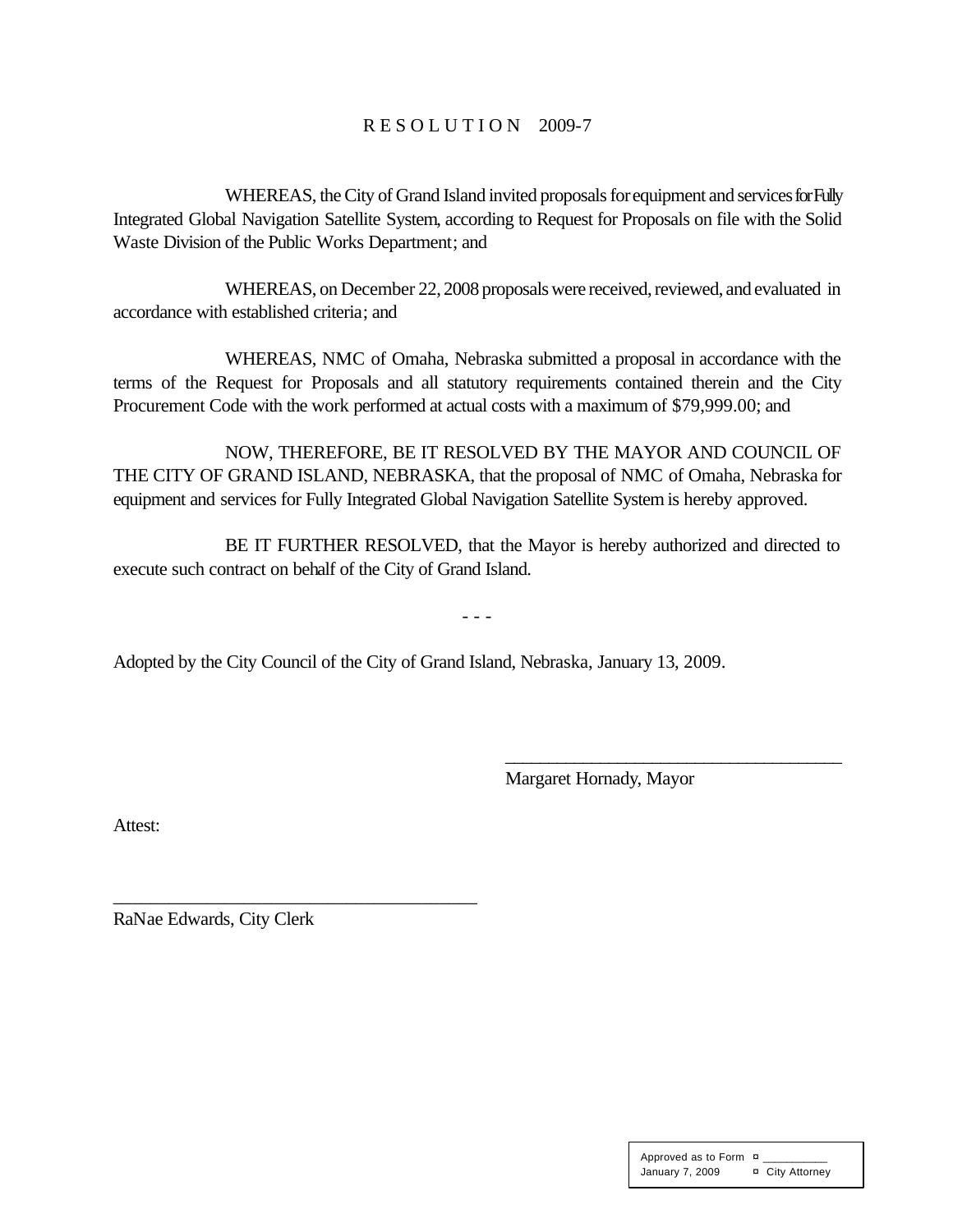# R E S O L U T I O N 2009-7

WHEREAS, the City of Grand Island invited proposals for equipment and services for Fully Integrated Global Navigation Satellite System, according to Request for Proposals on file with the Solid Waste Division of the Public Works Department; and

WHEREAS, on December 22, 2008 proposals were received, reviewed, and evaluated in accordance with established criteria; and

WHEREAS, NMC of Omaha, Nebraska submitted a proposal in accordance with the terms of the Request for Proposals and all statutory requirements contained therein and the City Procurement Code with the work performed at actual costs with a maximum of $79,999.00; and

NOW, THEREFORE, BE IT RESOLVED BY THE MAYOR AND COUNCIL OF THE CITY OF GRAND ISLAND, NEBRASKA, that the proposal of NMC of Omaha, Nebraska for equipment and services for Fully Integrated Global Navigation Satellite System is hereby approved.

BE IT FURTHER RESOLVED, that the Mayor is hereby authorized and directed to execute such contract on behalf of the City of Grand Island.

- - -

Adopted by the City Council of the City of Grand Island, Nebraska, January 13, 2009.

_____________________________________
Margaret Hornady, Mayor

Attest:

_____________________________________
RaNae Edwards, City Clerk

Approved as to Form ¤ __________
January 7, 2009 ¤ City Attorney